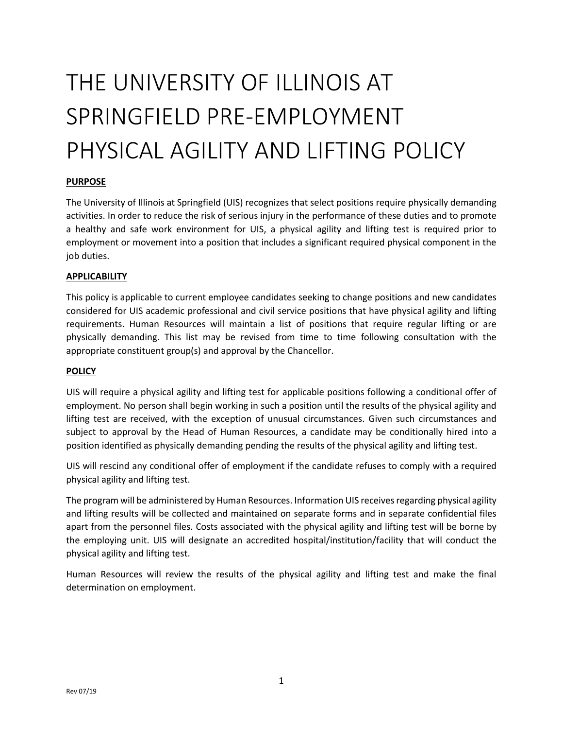# THE UNIVERSITY OF ILLINOIS AT SPRINGFIELD PRE-EMPLOYMENT PHYSICAL AGILITY AND LIFTING POLICY

**PURPOSE**

The University of Illinois at Springfield (UIS) recognizes that select positions require physically demanding activities. In order to reduce the risk of serious injury in the performance of these duties and to promote a healthy and safe work environment for UIS, a physical agility and lifting test is required prior to employment or movement into a position that includes a significant required physical component in the job duties.

**APPLICABILITY**

This policy is applicable to current employee candidates seeking to change positions and new candidates considered for UIS academic professional and civil service positions that have physical agility and lifting requirements. Human Resources will maintain a list of positions that require regular lifting or are physically demanding. This list may be revised from time to time following consultation with the appropriate constituent group(s) and approval by the Chancellor.

**POLICY**

UIS will require a physical agility and lifting test for applicable positions following a conditional offer of employment. No person shall begin working in such a position until the results of the physical agility and lifting test are received, with the exception of unusual circumstances. Given such circumstances and subject to approval by the Head of Human Resources, a candidate may be conditionally hired into a position identified as physically demanding pending the results of the physical agility and lifting test.

UIS will rescind any conditional offer of employment if the candidate refuses to comply with a required physical agility and lifting test.

The program will be administered by Human Resources. Information UIS receives regarding physical agility and lifting results will be collected and maintained on separate forms and in separate confidential files apart from the personnel files. Costs associated with the physical agility and lifting test will be borne by the employing unit. UIS will designate an accredited hospital/institution/facility that will conduct the physical agility and lifting test.

Human Resources will review the results of the physical agility and lifting test and make the final determination on employment.

Rev 07/19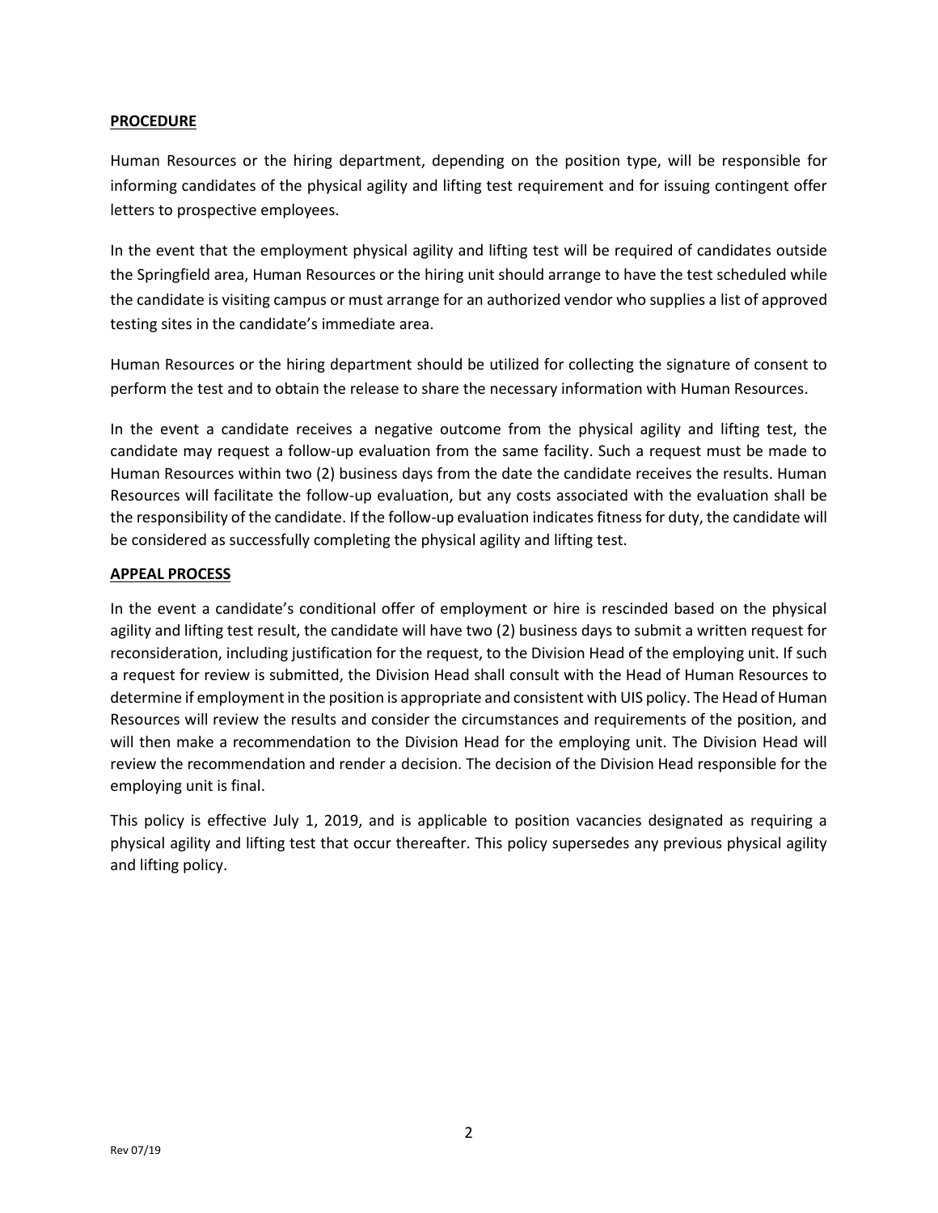**PROCEDURE**

Human Resources or the hiring department, depending on the position type, will be responsible for informing candidates of the physical agility and lifting test requirement and for issuing contingent offer letters to prospective employees.

In the event that the employment physical agility and lifting test will be required of candidates outside the Springfield area, Human Resources or the hiring unit should arrange to have the test scheduled while the candidate is visiting campus or must arrange for an authorized vendor who supplies a list of approved testing sites in the candidate's immediate area.

Human Resources or the hiring department should be utilized for collecting the signature of consent to perform the test and to obtain the release to share the necessary information with Human Resources.

In the event a candidate receives a negative outcome from the physical agility and lifting test, the candidate may request a follow-up evaluation from the same facility. Such a request must be made to Human Resources within two (2) business days from the date the candidate receives the results. Human Resources will facilitate the follow-up evaluation, but any costs associated with the evaluation shall be the responsibility of the candidate. If the follow-up evaluation indicates fitness for duty, the candidate will be considered as successfully completing the physical agility and lifting test.

**APPEAL PROCESS**

In the event a candidate's conditional offer of employment or hire is rescinded based on the physical agility and lifting test result, the candidate will have two (2) business days to submit a written request for reconsideration, including justification for the request, to the Division Head of the employing unit. If such a request for review is submitted, the Division Head shall consult with the Head of Human Resources to determine if employment in the position is appropriate and consistent with UIS policy. The Head of Human Resources will review the results and consider the circumstances and requirements of the position, and will then make a recommendation to the Division Head for the employing unit. The Division Head will review the recommendation and render a decision. The decision of the Division Head responsible for the employing unit is final.

This policy is effective July 1, 2019, and is applicable to position vacancies designated as requiring a physical agility and lifting test that occur thereafter. This policy supersedes any previous physical agility and lifting policy.

Rev 07/19